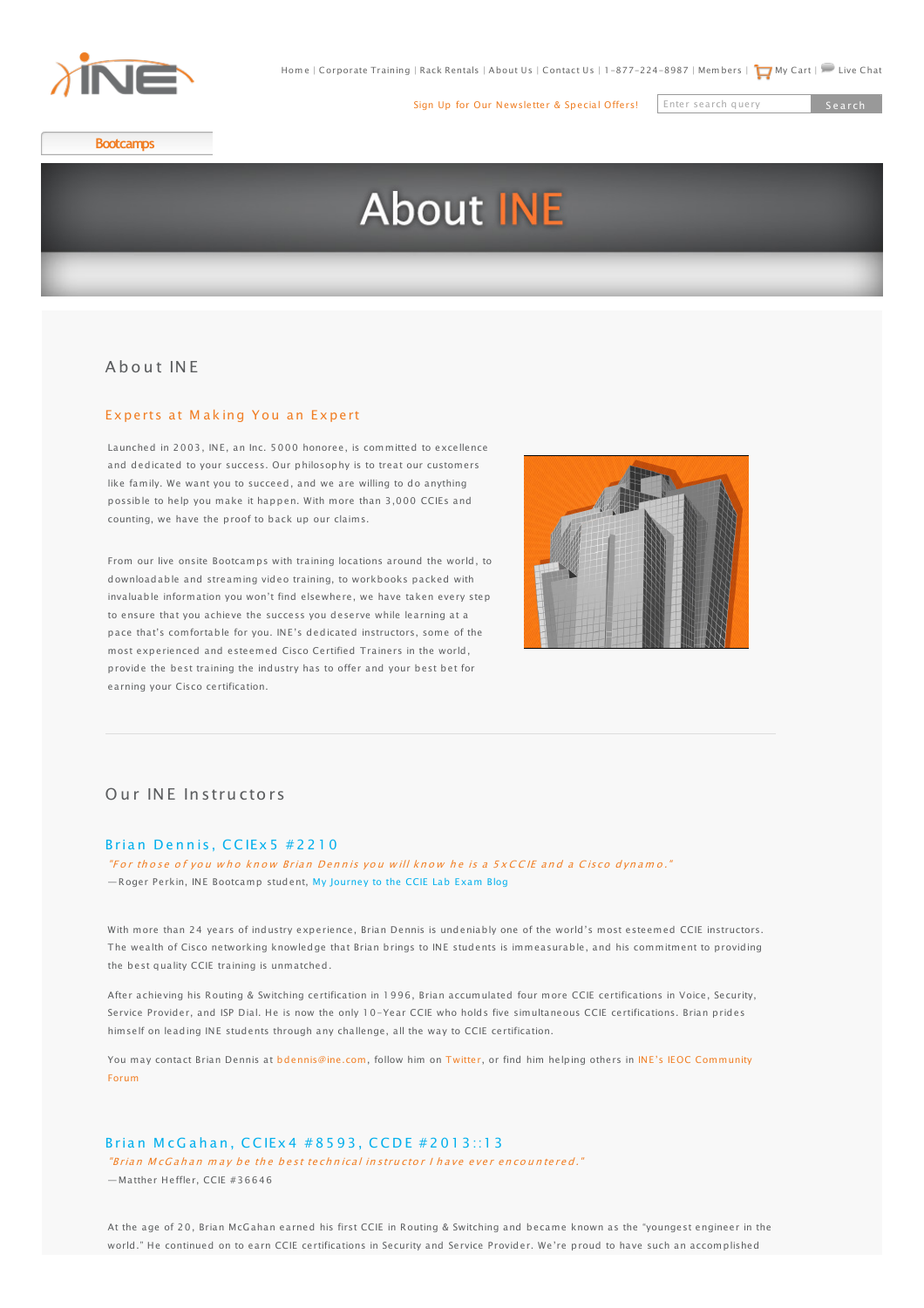Home | Corporate Training | Rack Rentals | About Us | Contact Us | 1-877-224-8987 | Members | My Cart | Live Chat

Sign Up for Our Newsletter & Special Offers!

Bootcamps

# About INE

## About INE

### Experts at Making You an Expert

Launched in 2003, INE, an Inc. 5000 honoree, is committed to excellence and dedicated to your success. Our philosophy is to treat our customers like family. We want you to succeed, and we are willing to do anything possible to help you make it happen. With more than 3,000 CCIEs and counting, we have the proof to back up our claims.

From our live onsite Bootcamps with training locations around the world, to downloadable and streaming video training, to workbooks packed with invaluable information you won't find elsewhere, we have taken every step to ensure that you achieve the success you deserve while learning at a pace that's comfortable for you. INE's dedicated instructors, some of the most experienced and esteemed Cisco Certified Trainers in the world, provide the best training the industry has to offer and your best bet for earning your Cisco certification.

---

## Our INE Instructors

### Brian Dennis, CCIEx5 #2210

*"For those of you who know Brian Dennis you will know he is a 5xCCIE and a Cisco dynamo."*

—Roger Perkin, INE Bootcamp student, My Journey to the CCIE Lab Exam Blog

With more than 24 years of industry experience, Brian Dennis is undeniably one of the world's most esteemed CCIE instructors. The wealth of Cisco networking knowledge that Brian brings to INE students is immeasurable, and his commitment to providing the best quality CCIE training is unmatched.

After achieving his Routing & Switching certification in 1996, Brian accumulated four more CCIE certifications in Voice, Security, Service Provider, and ISP Dial. He is now the only 10-Year CCIE who holds five simultaneous CCIE certifications. Brian prides himself on leading INE students through any challenge, all the way to CCIE certification.

You may contact Brian Dennis at bdennis@ine.com, follow him on Twitter, or find him helping others in INE's IEOC Community Forum

### Brian McGahan, CCIEx4 #8593, CCDE #2013::13

*"Brian McGahan may be the best technical instructor I have ever encountered."*

—Matther Heffler, CCIE #36646

At the age of 20, Brian McGahan earned his first CCIE in Routing & Switching and became known as the "youngest engineer in the world." He continued on to earn CCIE certifications in Security and Service Provider. We're proud to have such an accomplished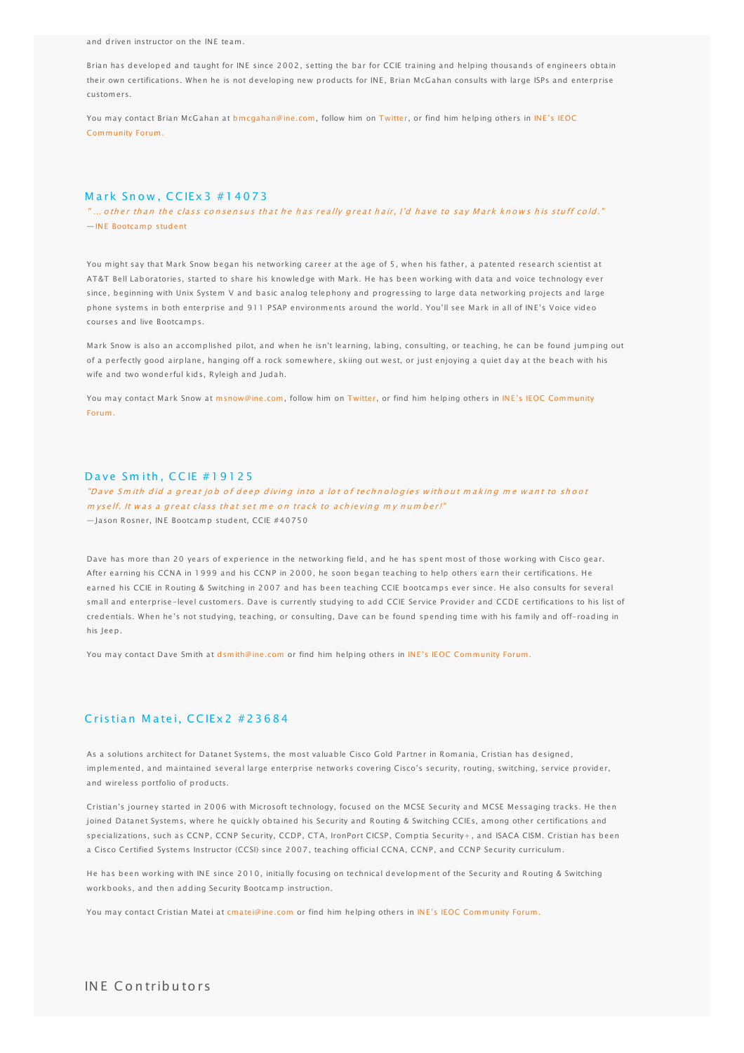and driven instructor on the INE team.

Brian has developed and taught for INE since 2002, setting the bar for CCIE training and helping thousands of engineers obtain their own certifications. When he is not developing new products for INE, Brian McGahan consults with large ISPs and enterprise customers.

You may contact Brian McGahan at bmcgahan@ine.com, follow him on Twitter, or find him helping others in INE's IEOC Community Forum.

## Mark Snow, CCIEx3 #14073

*"...other than the class consensus that he has really great hair, I'd have to say Mark knows his stuff cold."*
—INE Bootcamp student

You might say that Mark Snow began his networking career at the age of 5, when his father, a patented research scientist at AT&T Bell Laboratories, started to share his knowledge with Mark. He has been working with data and voice technology ever since, beginning with Unix System V and basic analog telephony and progressing to large data networking projects and large phone systems in both enterprise and 911 PSAP environments around the world. You'll see Mark in all of INE's Voice video courses and live Bootcamps.

Mark Snow is also an accomplished pilot, and when he isn't learning, labing, consulting, or teaching, he can be found jumping out of a perfectly good airplane, hanging off a rock somewhere, skiing out west, or just enjoying a quiet day at the beach with his wife and two wonderful kids, Ryleigh and Judah.

You may contact Mark Snow at msnow@ine.com, follow him on Twitter, or find him helping others in INE's IEOC Community Forum.

## Dave Smith, CCIE #19125

*"Dave Smith did a great job of deep diving into a lot of technologies without making me want to shoot myself. It was a great class that set me on track to achieving my number!"*
—Jason Rosner, INE Bootcamp student, CCIE #40750

Dave has more than 20 years of experience in the networking field, and he has spent most of those working with Cisco gear. After earning his CCNA in 1999 and his CCNP in 2000, he soon began teaching to help others earn their certifications. He earned his CCIE in Routing & Switching in 2007 and has been teaching CCIE bootcamps ever since. He also consults for several small and enterprise-level customers. Dave is currently studying to add CCIE Service Provider and CCDE certifications to his list of credentials. When he's not studying, teaching, or consulting, Dave can be found spending time with his family and off-roading in his Jeep.

You may contact Dave Smith at dsmith@ine.com or find him helping others in INE's IEOC Community Forum.

## Cristian Matei, CCIEx2 #23684

As a solutions architect for Datanet Systems, the most valuable Cisco Gold Partner in Romania, Cristian has designed, implemented, and maintained several large enterprise networks covering Cisco's security, routing, switching, service provider, and wireless portfolio of products.

Cristian's journey started in 2006 with Microsoft technology, focused on the MCSE Security and MCSE Messaging tracks. He then joined Datanet Systems, where he quickly obtained his Security and Routing & Switching CCIEs, among other certifications and specializations, such as CCNP, CCNP Security, CCDP, CTA, IronPort CICSP, Comptia Security+, and ISACA CISM. Cristian has been a Cisco Certified Systems Instructor (CCSI) since 2007, teaching official CCNA, CCNP, and CCNP Security curriculum.

He has been working with INE since 2010, initially focusing on technical development of the Security and Routing & Switching workbooks, and then adding Security Bootcamp instruction.

You may contact Cristian Matei at cmatei@ine.com or find him helping others in INE's IEOC Community Forum.

# INE Contributors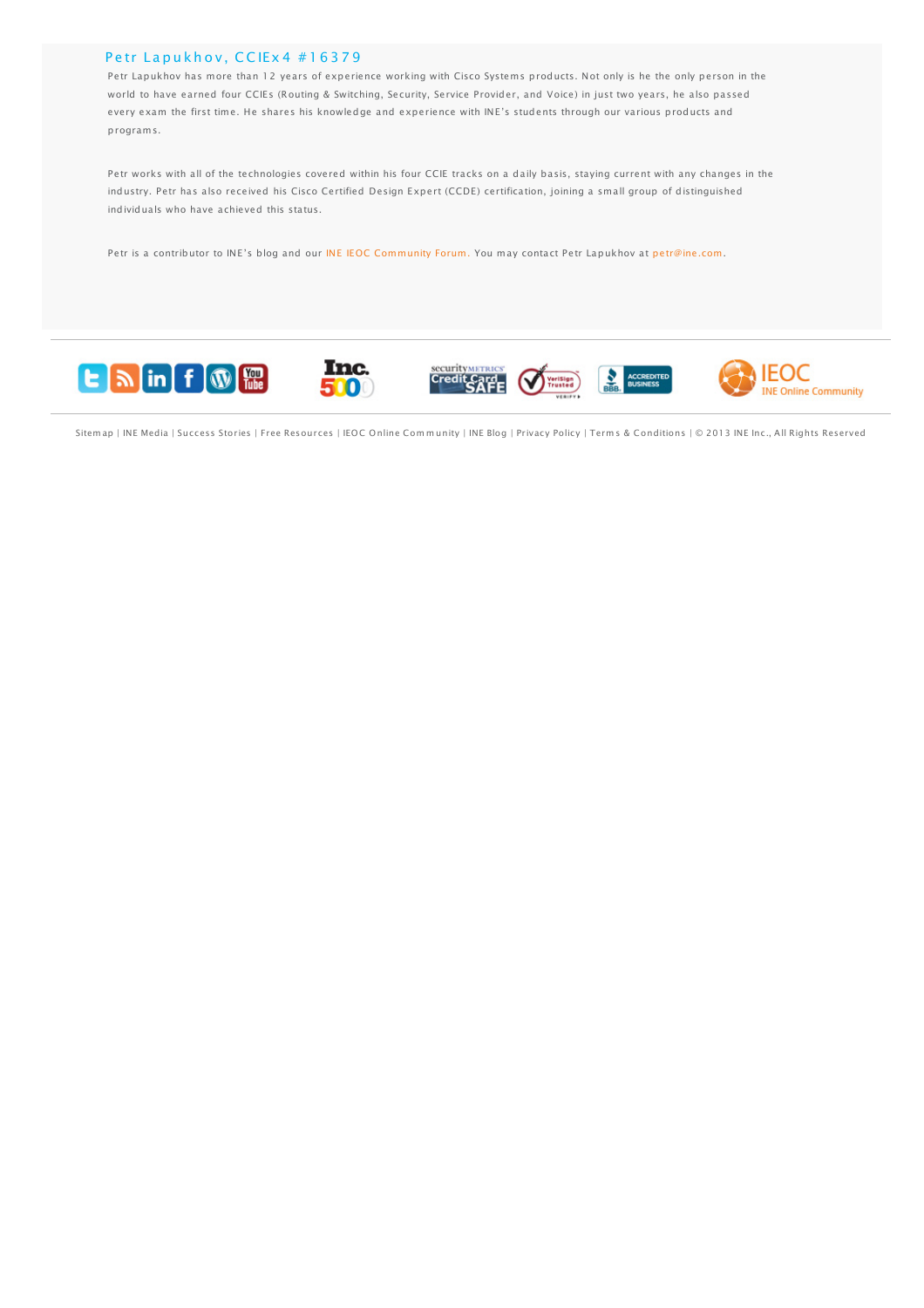## Petr Lapukhov, CCIEx4 #16379

Petr Lapukhov has more than 12 years of experience working with Cisco Systems products. Not only is he the only person in the world to have earned four CCIEs (Routing & Switching, Security, Service Provider, and Voice) in just two years, he also passed every exam the first time. He shares his knowledge and experience with INE's students through our various products and programs.

Petr works with all of the technologies covered within his four CCIE tracks on a daily basis, staying current with any changes in the industry. Petr has also received his Cisco Certified Design Expert (CCDE) certification, joining a small group of distinguished individuals who have achieved this status.

Petr is a contributor to INE's blog and our INE IEOC Community Forum. You may contact Petr Lapukhov at petr@ine.com.

Sitemap | INE Media | Success Stories | Free Resources | IEOC Online Community | INE Blog | Privacy Policy | Terms & Conditions | © 2013 INE Inc., All Rights Reserved